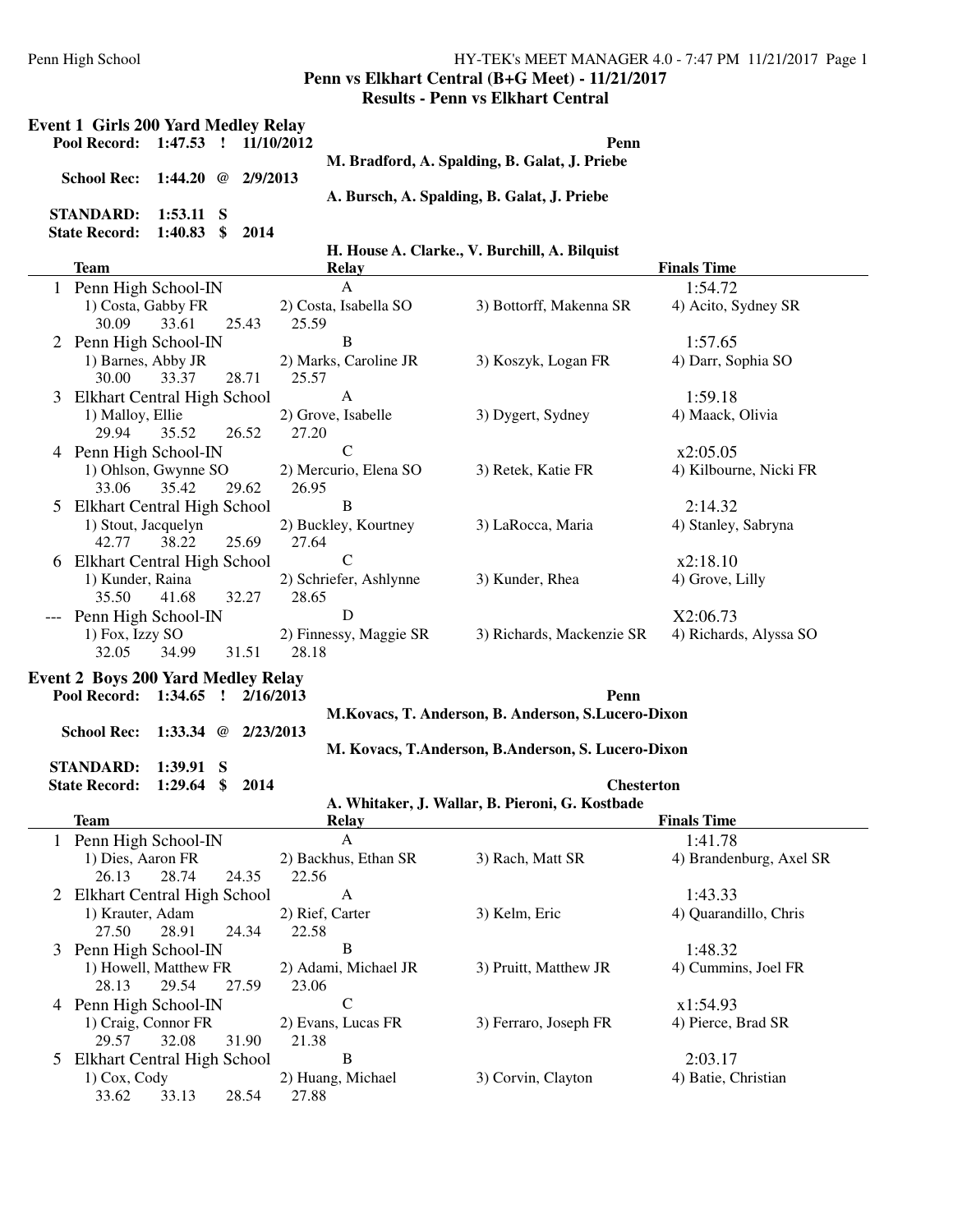## Penn vs Elkhart Central (B+G Meet) - 11/21/2017

### Results - Penn vs Elkhart Central

### Event 1 Girls 200 Yard Medley Relay

| | | | | |
|---|---|---|---|---|
| Pool Record: | 1:47.53 ! | 11/10/2012 | Penn | M. Bradford, A. Spalding, B. Galat, J. Priebe |
| School Rec: | 1:44.20 @ | 2/9/2013 | | A. Bursch, A. Spalding, B. Galat, J. Priebe |
| STANDARD: | 1:53.11 S | | | |
| State Record: | 1:40.83 $ | 2014 | | H. House A. Clarke., V. Burchill, A. Bilquist |

| Place | Team | Relay | Finals Time |
|---|---|---|---|
| 1 | Penn High School-IN | A | 1:54.72 |
| | 1) Costa, Gabby FR; 2) Costa, Isabella SO; 3) Bottorff, Makenna SR; 4) Acito, Sydney SR | | |
| | 30.09 33.61 25.43 25.59 | | |
| 2 | Penn High School-IN | B | 1:57.65 |
| | 1) Barnes, Abby JR; 2) Marks, Caroline JR; 3) Koszyk, Logan FR; 4) Darr, Sophia SO | | |
| | 30.00 33.37 28.71 25.57 | | |
| 3 | Elkhart Central High School | A | 1:59.18 |
| | 1) Malloy, Ellie; 2) Grove, Isabelle; 3) Dygert, Sydney; 4) Maack, Olivia | | |
| | 29.94 35.52 26.52 27.20 | | |
| 4 | Penn High School-IN | C | x2:05.05 |
| | 1) Ohlson, Gwynne SO; 2) Mercurio, Elena SO; 3) Retek, Katie FR; 4) Kilbourne, Nicki FR | | |
| | 33.06 35.42 29.62 26.95 | | |
| 5 | Elkhart Central High School | B | 2:14.32 |
| | 1) Stout, Jacquelyn; 2) Buckley, Kourtney; 3) LaRocca, Maria; 4) Stanley, Sabryna | | |
| | 42.77 38.22 25.69 27.64 | | |
| 6 | Elkhart Central High School | C | x2:18.10 |
| | 1) Kunder, Raina; 2) Schriefer, Ashlynne; 3) Kunder, Rhea; 4) Grove, Lilly | | |
| | 35.50 41.68 32.27 28.65 | | |
| --- | Penn High School-IN | D | X2:06.73 |
| | 1) Fox, Izzy SO; 2) Finnessy, Maggie SR; 3) Richards, Mackenzie SR; 4) Richards, Alyssa SO | | |
| | 32.05 34.99 31.51 28.18 | | |

### Event 2 Boys 200 Yard Medley Relay

| | | | | |
|---|---|---|---|---|
| Pool Record: | 1:34.65 ! | 2/16/2013 | Penn | M.Kovacs, T. Anderson, B. Anderson, S.Lucero-Dixon |
| School Rec: | 1:33.34 @ | 2/23/2013 | | M. Kovacs, T.Anderson, B.Anderson, S. Lucero-Dixon |
| STANDARD: | 1:39.91 S | | | |
| State Record: | 1:29.64 $ | 2014 | Chesterton | A. Whitaker, J. Wallar, B. Pieroni, G. Kostbade |

| Place | Team | Relay | Finals Time |
|---|---|---|---|
| 1 | Penn High School-IN | A | 1:41.78 |
| | 1) Dies, Aaron FR; 2) Backhus, Ethan SR; 3) Rach, Matt SR; 4) Brandenburg, Axel SR | | |
| | 26.13 28.74 24.35 22.56 | | |
| 2 | Elkhart Central High School | A | 1:43.33 |
| | 1) Krauter, Adam; 2) Rief, Carter; 3) Kelm, Eric; 4) Quarandillo, Chris | | |
| | 27.50 28.91 24.34 22.58 | | |
| 3 | Penn High School-IN | B | 1:48.32 |
| | 1) Howell, Matthew FR; 2) Adami, Michael JR; 3) Pruitt, Matthew JR; 4) Cummins, Joel FR | | |
| | 28.13 29.54 27.59 23.06 | | |
| 4 | Penn High School-IN | C | x1:54.93 |
| | 1) Craig, Connor FR; 2) Evans, Lucas FR; 3) Ferraro, Joseph FR; 4) Pierce, Brad SR | | |
| | 29.57 32.08 31.90 21.38 | | |
| 5 | Elkhart Central High School | B | 2:03.17 |
| | 1) Cox, Cody; 2) Huang, Michael; 3) Corvin, Clayton; 4) Batie, Christian | | |
| | 33.62 33.13 28.54 27.88 | | |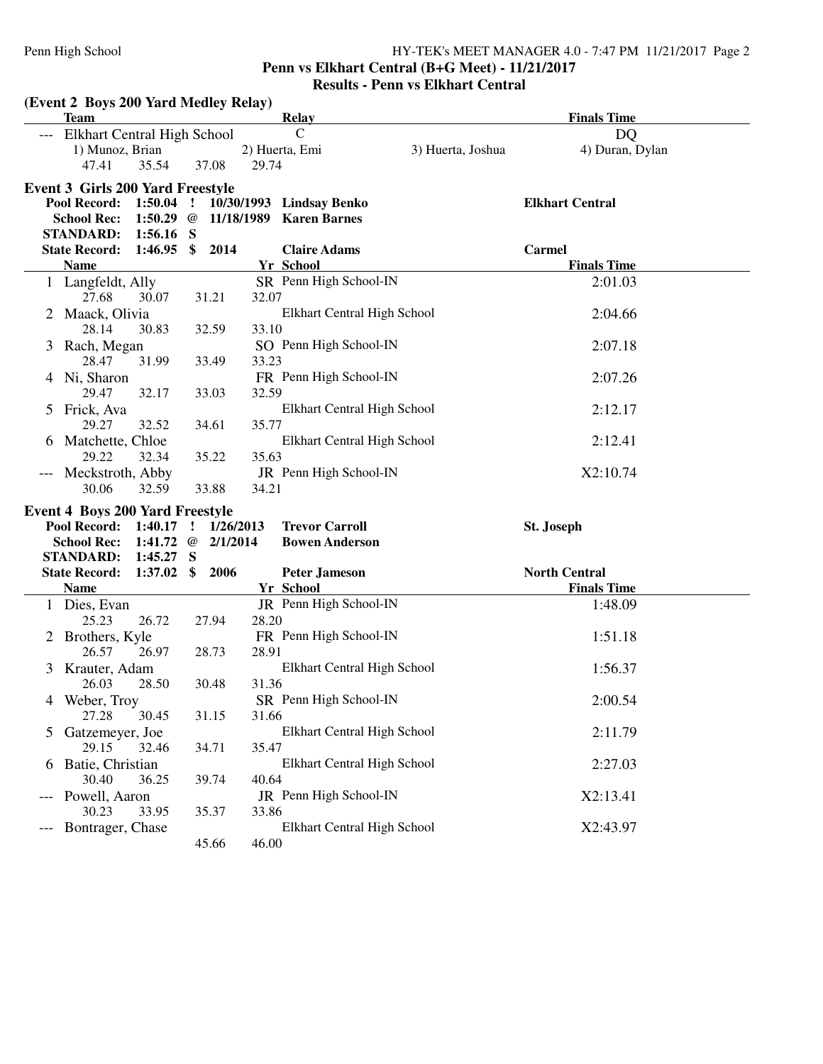**Penn vs Elkhart Central (B+G Meet) - 11/21/2017**

**Results - Penn vs Elkhart Central**

## (Event 2 Boys 200 Yard Medley Relay)

| | Team | Relay | Finals Time |
|---|---|---|---|
| --- | Elkhart Central High School | C | DQ |
| | 1) Munoz, Brian; 2) Huerta, Emi; 3) Huerta, Joshua; 4) Duran, Dylan | | |
| | 47.41 35.54 37.08 29.74 | | |

## Event 3 Girls 200 Yard Freestyle

**Pool Record:** 1:50.04 ! 10/30/1993 Lindsay Benko — Elkhart Central
**School Rec:** 1:50.29 @ 11/18/1989 Karen Barnes
**STANDARD:** 1:56.16 S
**State Record:** 1:46.95 $ 2014 Claire Adams — Carmel

| | Name | Yr | School | Finals Time |
|---|---|---|---|---|
| 1 | Langfeldt, Ally | SR | Penn High School-IN | 2:01.03 |
| | 27.68 30.07 31.21 32.07 | | | |
| 2 | Maack, Olivia | | Elkhart Central High School | 2:04.66 |
| | 28.14 30.83 32.59 33.10 | | | |
| 3 | Rach, Megan | SO | Penn High School-IN | 2:07.18 |
| | 28.47 31.99 33.49 33.23 | | | |
| 4 | Ni, Sharon | FR | Penn High School-IN | 2:07.26 |
| | 29.47 32.17 33.03 32.59 | | | |
| 5 | Frick, Ava | | Elkhart Central High School | 2:12.17 |
| | 29.27 32.52 34.61 35.77 | | | |
| 6 | Matchette, Chloe | | Elkhart Central High School | 2:12.41 |
| | 29.22 32.34 35.22 35.63 | | | |
| --- | Meckstroth, Abby | JR | Penn High School-IN | X2:10.74 |
| | 30.06 32.59 33.88 34.21 | | | |

## Event 4 Boys 200 Yard Freestyle

**Pool Record:** 1:40.17 ! 1/26/2013 Trevor Carroll — St. Joseph
**School Rec:** 1:41.72 @ 2/1/2014 Bowen Anderson
**STANDARD:** 1:45.27 S
**State Record:** 1:37.02 $ 2006 Peter Jameson — North Central

| | Name | Yr | School | Finals Time |
|---|---|---|---|---|
| 1 | Dies, Evan | JR | Penn High School-IN | 1:48.09 |
| | 25.23 26.72 27.94 28.20 | | | |
| 2 | Brothers, Kyle | FR | Penn High School-IN | 1:51.18 |
| | 26.57 26.97 28.73 28.91 | | | |
| 3 | Krauter, Adam | | Elkhart Central High School | 1:56.37 |
| | 26.03 28.50 30.48 31.36 | | | |
| 4 | Weber, Troy | SR | Penn High School-IN | 2:00.54 |
| | 27.28 30.45 31.15 31.66 | | | |
| 5 | Gatzemeyer, Joe | | Elkhart Central High School | 2:11.79 |
| | 29.15 32.46 34.71 35.47 | | | |
| 6 | Batie, Christian | | Elkhart Central High School | 2:27.03 |
| | 30.40 36.25 39.74 40.64 | | | |
| --- | Powell, Aaron | JR | Penn High School-IN | X2:13.41 |
| | 30.23 33.95 35.37 33.86 | | | |
| --- | Bontrager, Chase | | Elkhart Central High School | X2:43.97 |
| | 45.66 46.00 | | | |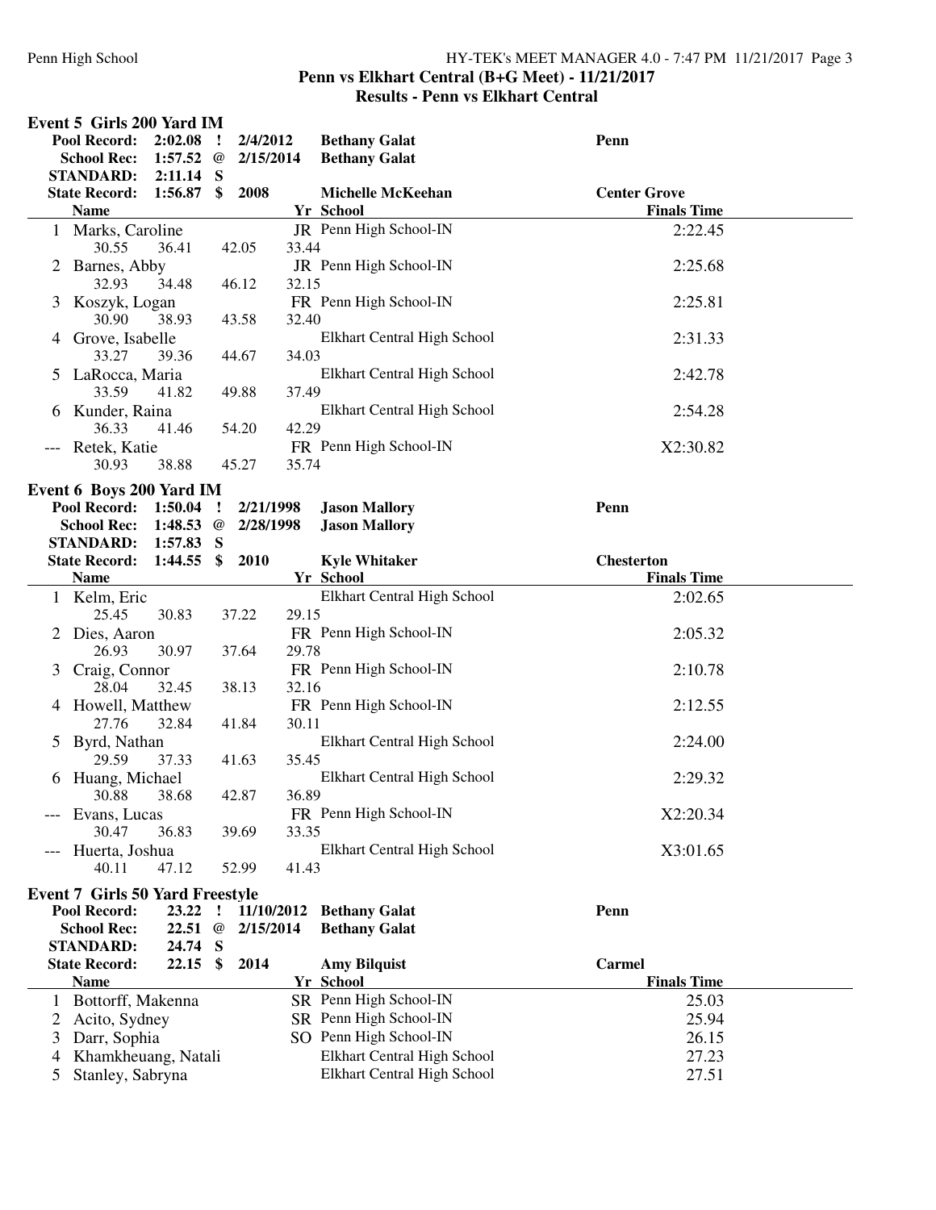## Penn vs Elkhart Central (B+G Meet) - 11/21/2017

### Results - Penn vs Elkhart Central

#### Event 5 Girls 200 Yard IM

| | | | | | |
|---|---|---|---|---|---|
| Pool Record: | 2:02.08 | ! | 2/4/2012 | Bethany Galat | Penn |
| School Rec: | 1:57.52 | @ | 2/15/2014 | Bethany Galat | |
| STANDARD: | 2:11.14 | S | | | |
| State Record: | 1:56.87 | $ | 2008 | Michelle McKeehan | Center Grove |

| Place | Name | Yr | School | Finals Time |
|---|---|---|---|---|
| 1 | Marks, Caroline | JR | Penn High School-IN | 2:22.45 |
| | 30.55 36.41 42.05 33.44 | | | |
| 2 | Barnes, Abby | JR | Penn High School-IN | 2:25.68 |
| | 32.93 34.48 46.12 32.15 | | | |
| 3 | Koszyk, Logan | FR | Penn High School-IN | 2:25.81 |
| | 30.90 38.93 43.58 32.40 | | | |
| 4 | Grove, Isabelle | | Elkhart Central High School | 2:31.33 |
| | 33.27 39.36 44.67 34.03 | | | |
| 5 | LaRocca, Maria | | Elkhart Central High School | 2:42.78 |
| | 33.59 41.82 49.88 37.49 | | | |
| 6 | Kunder, Raina | | Elkhart Central High School | 2:54.28 |
| | 36.33 41.46 54.20 42.29 | | | |
| --- | Retek, Katie | FR | Penn High School-IN | X2:30.82 |
| | 30.93 38.88 45.27 35.74 | | | |

#### Event 6 Boys 200 Yard IM

| | | | | | |
|---|---|---|---|---|---|
| Pool Record: | 1:50.04 | ! | 2/21/1998 | Jason Mallory | Penn |
| School Rec: | 1:48.53 | @ | 2/28/1998 | Jason Mallory | |
| STANDARD: | 1:57.83 | S | | | |
| State Record: | 1:44.55 | $ | 2010 | Kyle Whitaker | Chesterton |

| Place | Name | Yr | School | Finals Time |
|---|---|---|---|---|
| 1 | Kelm, Eric | | Elkhart Central High School | 2:02.65 |
| | 25.45 30.83 37.22 29.15 | | | |
| 2 | Dies, Aaron | FR | Penn High School-IN | 2:05.32 |
| | 26.93 30.97 37.64 29.78 | | | |
| 3 | Craig, Connor | FR | Penn High School-IN | 2:10.78 |
| | 28.04 32.45 38.13 32.16 | | | |
| 4 | Howell, Matthew | FR | Penn High School-IN | 2:12.55 |
| | 27.76 32.84 41.84 30.11 | | | |
| 5 | Byrd, Nathan | | Elkhart Central High School | 2:24.00 |
| | 29.59 37.33 41.63 35.45 | | | |
| 6 | Huang, Michael | | Elkhart Central High School | 2:29.32 |
| | 30.88 38.68 42.87 36.89 | | | |
| --- | Evans, Lucas | FR | Penn High School-IN | X2:20.34 |
| | 30.47 36.83 39.69 33.35 | | | |
| --- | Huerta, Joshua | | Elkhart Central High School | X3:01.65 |
| | 40.11 47.12 52.99 41.43 | | | |

#### Event 7 Girls 50 Yard Freestyle

| | | | | | |
|---|---|---|---|---|---|
| Pool Record: | 23.22 | ! | 11/10/2012 | Bethany Galat | Penn |
| School Rec: | 22.51 | @ | 2/15/2014 | Bethany Galat | |
| STANDARD: | 24.74 | S | | | |
| State Record: | 22.15 | $ | 2014 | Amy Bilquist | Carmel |

| Place | Name | Yr | School | Finals Time |
|---|---|---|---|---|
| 1 | Bottorff, Makenna | SR | Penn High School-IN | 25.03 |
| 2 | Acito, Sydney | SR | Penn High School-IN | 25.94 |
| 3 | Darr, Sophia | SO | Penn High School-IN | 26.15 |
| 4 | Khamkheuang, Natali | | Elkhart Central High School | 27.23 |
| 5 | Stanley, Sabryna | | Elkhart Central High School | 27.51 |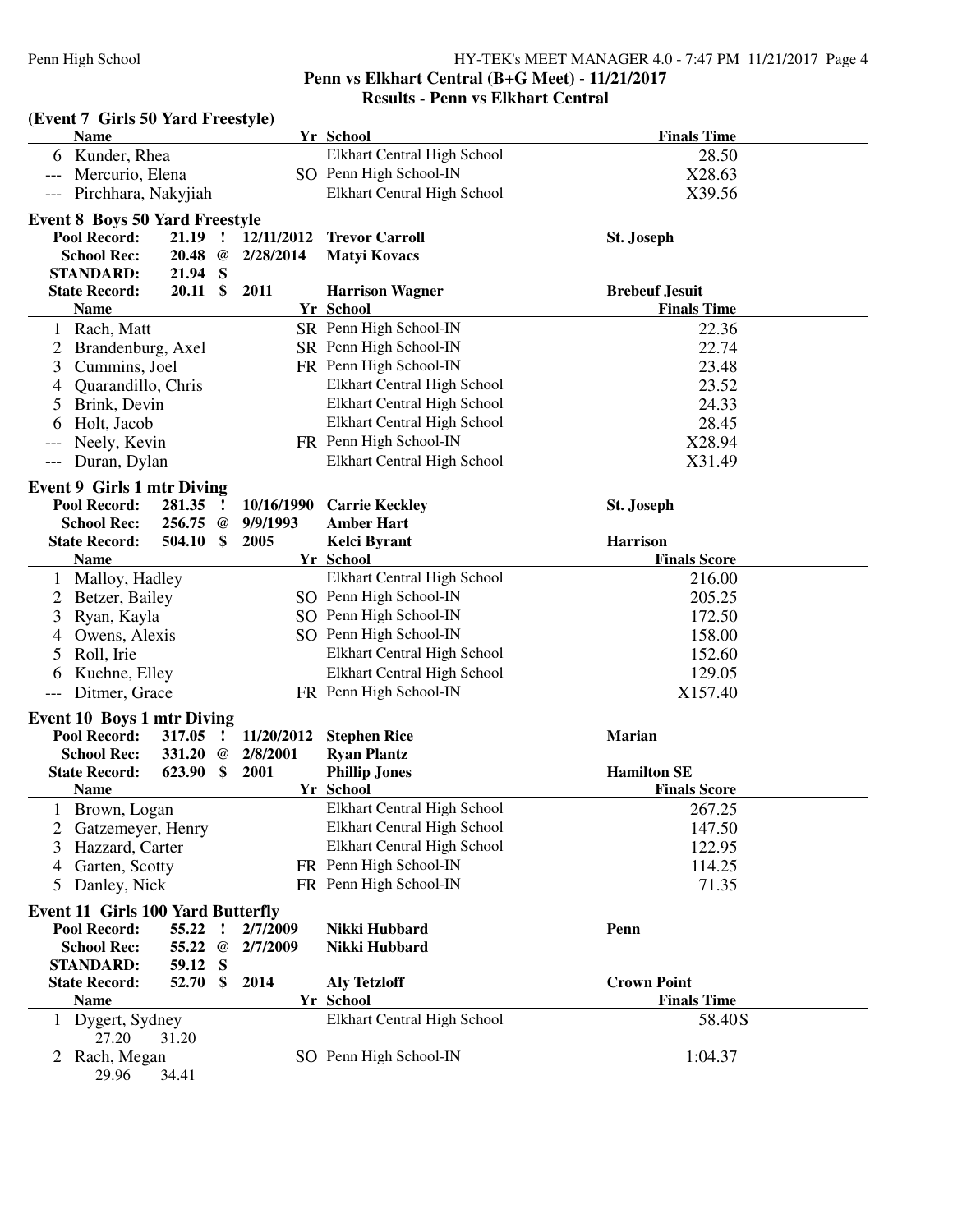**Penn vs Elkhart Central (B+G Meet) - 11/21/2017**
**Results - Penn vs Elkhart Central**

### (Event 7 Girls 50 Yard Freestyle)

| | Name | Yr | School | Finals Time |
|---|---|---|---|---|
| 6 | Kunder, Rhea | | Elkhart Central High School | 28.50 |
| --- | Mercurio, Elena | SO | Penn High School-IN | X28.63 |
| --- | Pirchhara, Nakyjiah | | Elkhart Central High School | X39.56 |

### Event 8 Boys 50 Yard Freestyle

| | | | | |
|---|---|---|---|---|
| Pool Record: | 21.19 ! | 12/11/2012 | Trevor Carroll | St. Joseph |
| School Rec: | 20.48 @ | 2/28/2014 | Matyi Kovacs | |
| STANDARD: | 21.94 S | | | |
| State Record: | 20.11 $ | 2011 | Harrison Wagner | Brebeuf Jesuit |

| | Name | Yr | School | Finals Time |
|---|---|---|---|---|
| 1 | Rach, Matt | SR | Penn High School-IN | 22.36 |
| 2 | Brandenburg, Axel | SR | Penn High School-IN | 22.74 |
| 3 | Cummins, Joel | FR | Penn High School-IN | 23.48 |
| 4 | Quarandillo, Chris | | Elkhart Central High School | 23.52 |
| 5 | Brink, Devin | | Elkhart Central High School | 24.33 |
| 6 | Holt, Jacob | | Elkhart Central High School | 28.45 |
| --- | Neely, Kevin | FR | Penn High School-IN | X28.94 |
| --- | Duran, Dylan | | Elkhart Central High School | X31.49 |

### Event 9 Girls 1 mtr Diving

| | | | | |
|---|---|---|---|---|
| Pool Record: | 281.35 ! | 10/16/1990 | Carrie Keckley | St. Joseph |
| School Rec: | 256.75 @ | 9/9/1993 | Amber Hart | |
| State Record: | 504.10 $ | 2005 | Kelci Byrant | Harrison |

| | Name | Yr | School | Finals Score |
|---|---|---|---|---|
| 1 | Malloy, Hadley | | Elkhart Central High School | 216.00 |
| 2 | Betzer, Bailey | SO | Penn High School-IN | 205.25 |
| 3 | Ryan, Kayla | SO | Penn High School-IN | 172.50 |
| 4 | Owens, Alexis | SO | Penn High School-IN | 158.00 |
| 5 | Roll, Irie | | Elkhart Central High School | 152.60 |
| 6 | Kuehne, Elley | | Elkhart Central High School | 129.05 |
| --- | Ditmer, Grace | FR | Penn High School-IN | X157.40 |

### Event 10 Boys 1 mtr Diving

| | | | | |
|---|---|---|---|---|
| Pool Record: | 317.05 ! | 11/20/2012 | Stephen Rice | Marian |
| School Rec: | 331.20 @ | 2/8/2001 | Ryan Plantz | |
| State Record: | 623.90 $ | 2001 | Phillip Jones | Hamilton SE |

| | Name | Yr | School | Finals Score |
|---|---|---|---|---|
| 1 | Brown, Logan | | Elkhart Central High School | 267.25 |
| 2 | Gatzemeyer, Henry | | Elkhart Central High School | 147.50 |
| 3 | Hazzard, Carter | | Elkhart Central High School | 122.95 |
| 4 | Garten, Scotty | FR | Penn High School-IN | 114.25 |
| 5 | Danley, Nick | FR | Penn High School-IN | 71.35 |

### Event 11 Girls 100 Yard Butterfly

| | | | | |
|---|---|---|---|---|
| Pool Record: | 55.22 ! | 2/7/2009 | Nikki Hubbard | Penn |
| School Rec: | 55.22 @ | 2/7/2009 | Nikki Hubbard | |
| STANDARD: | 59.12 S | | | |
| State Record: | 52.70 $ | 2014 | Aly Tetzloff | Crown Point |

| | Name | Yr | School | Finals Time |
|---|---|---|---|---|
| 1 | Dygert, Sydney | | Elkhart Central High School | 58.40S |
| | 27.20 31.20 | | | |
| 2 | Rach, Megan | SO | Penn High School-IN | 1:04.37 |
| | 29.96 34.41 | | | |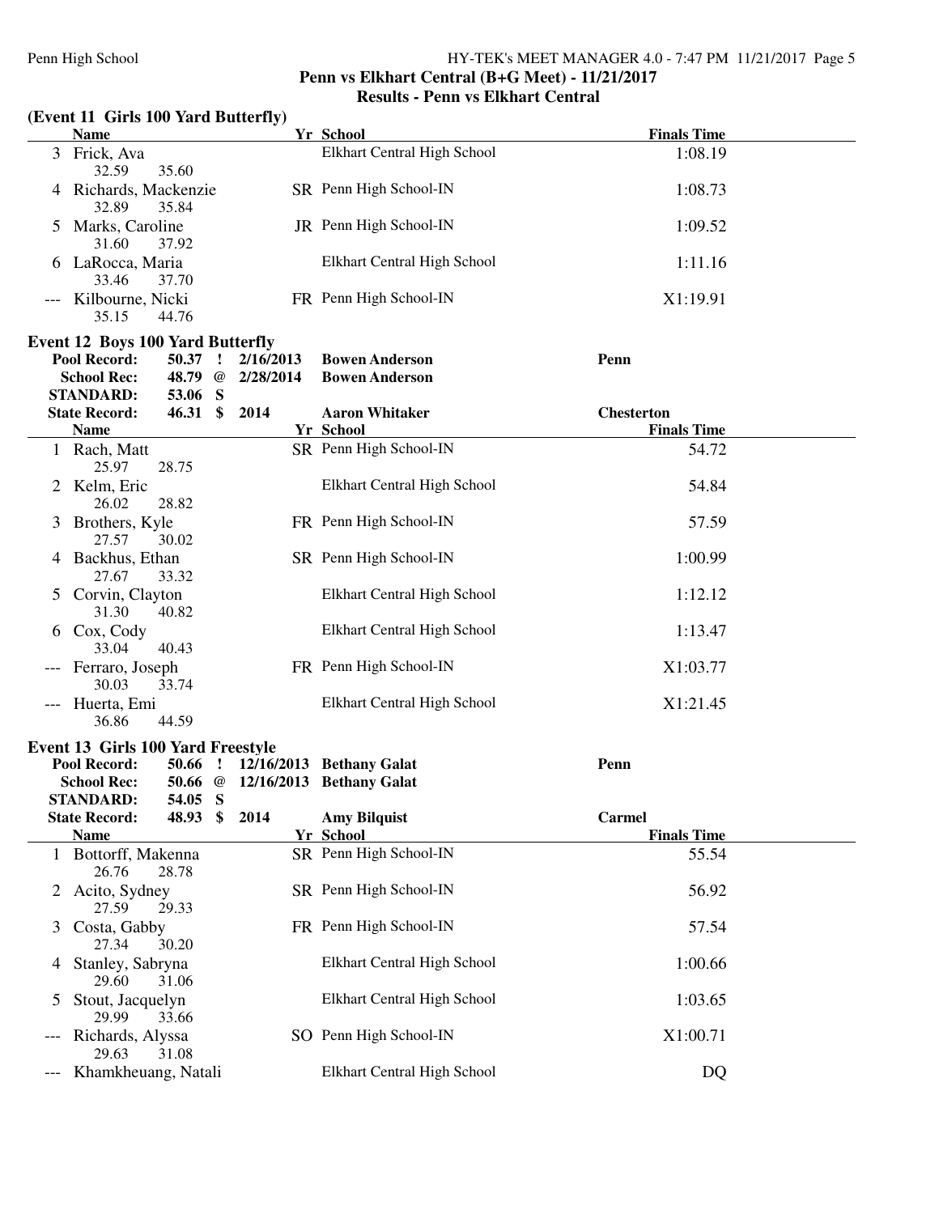**Penn vs Elkhart Central (B+G Meet) - 11/21/2017**

**Results - Penn vs Elkhart Central**

### (Event 11 Girls 100 Yard Butterfly)

| | Name | Yr | School | Finals Time |
|---|---|---|---|---|
| 3 | Frick, Ava | | Elkhart Central High School | 1:08.19 |
| | 32.59 35.60 | | | |
| 4 | Richards, Mackenzie | SR | Penn High School-IN | 1:08.73 |
| | 32.89 35.84 | | | |
| 5 | Marks, Caroline | JR | Penn High School-IN | 1:09.52 |
| | 31.60 37.92 | | | |
| 6 | LaRocca, Maria | | Elkhart Central High School | 1:11.16 |
| | 33.46 37.70 | | | |
| --- | Kilbourne, Nicki | FR | Penn High School-IN | X1:19.91 |
| | 35.15 44.76 | | | |

### Event 12 Boys 100 Yard Butterfly

| | | | | | |
|---|---|---|---|---|---|
| **Pool Record:** | **50.37** | **!** | **2/16/2013** | **Bowen Anderson** | **Penn** |
| **School Rec:** | **48.79** | **@** | **2/28/2014** | **Bowen Anderson** | |
| **STANDARD:** | **53.06** | **S** | | | |
| **State Record:** | **46.31** | **$** | **2014** | **Aaron Whitaker** | **Chesterton** |

| | Name | Yr | School | Finals Time |
|---|---|---|---|---|
| 1 | Rach, Matt | SR | Penn High School-IN | 54.72 |
| | 25.97 28.75 | | | |
| 2 | Kelm, Eric | | Elkhart Central High School | 54.84 |
| | 26.02 28.82 | | | |
| 3 | Brothers, Kyle | FR | Penn High School-IN | 57.59 |
| | 27.57 30.02 | | | |
| 4 | Backhus, Ethan | SR | Penn High School-IN | 1:00.99 |
| | 27.67 33.32 | | | |
| 5 | Corvin, Clayton | | Elkhart Central High School | 1:12.12 |
| | 31.30 40.82 | | | |
| 6 | Cox, Cody | | Elkhart Central High School | 1:13.47 |
| | 33.04 40.43 | | | |
| --- | Ferraro, Joseph | FR | Penn High School-IN | X1:03.77 |
| | 30.03 33.74 | | | |
| --- | Huerta, Emi | | Elkhart Central High School | X1:21.45 |
| | 36.86 44.59 | | | |

### Event 13 Girls 100 Yard Freestyle

| | | | | | |
|---|---|---|---|---|---|
| **Pool Record:** | **50.66** | **!** | **12/16/2013** | **Bethany Galat** | **Penn** |
| **School Rec:** | **50.66** | **@** | **12/16/2013** | **Bethany Galat** | |
| **STANDARD:** | **54.05** | **S** | | | |
| **State Record:** | **48.93** | **$** | **2014** | **Amy Bilquist** | **Carmel** |

| | Name | Yr | School | Finals Time |
|---|---|---|---|---|
| 1 | Bottorff, Makenna | SR | Penn High School-IN | 55.54 |
| | 26.76 28.78 | | | |
| 2 | Acito, Sydney | SR | Penn High School-IN | 56.92 |
| | 27.59 29.33 | | | |
| 3 | Costa, Gabby | FR | Penn High School-IN | 57.54 |
| | 27.34 30.20 | | | |
| 4 | Stanley, Sabryna | | Elkhart Central High School | 1:00.66 |
| | 29.60 31.06 | | | |
| 5 | Stout, Jacquelyn | | Elkhart Central High School | 1:03.65 |
| | 29.99 33.66 | | | |
| --- | Richards, Alyssa | SO | Penn High School-IN | X1:00.71 |
| | 29.63 31.08 | | | |
| --- | Khamkheuang, Natali | | Elkhart Central High School | DQ |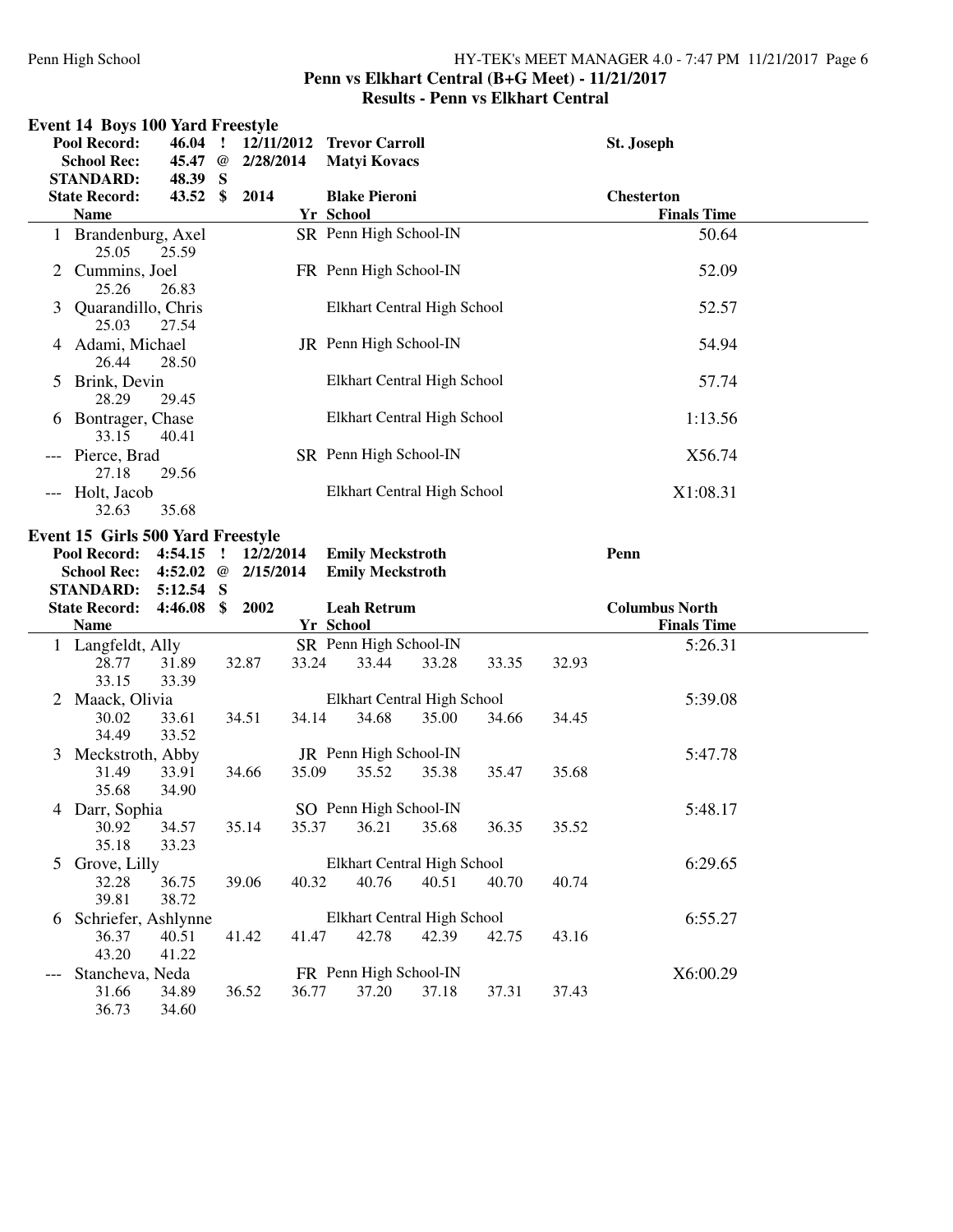Penn vs Elkhart Central (B+G Meet) - 11/21/2017

Results - Penn vs Elkhart Central

## Event 14 Boys 100 Yard Freestyle

| | | | | | |
|---|---|---|---|---|---|
| Pool Record: | 46.04 | ! | 12/11/2012 | Trevor Carroll | St. Joseph |
| School Rec: | 45.47 | @ | 2/28/2014 | Matyi Kovacs | |
| STANDARD: | 48.39 | S | | | |
| State Record: | 43.52 | $ | 2014 | Blake Pieroni | Chesterton |

| Place | Name | Yr | School | Finals Time | Splits |
|---|---|---|---|---|---|
| 1 | Brandenburg, Axel | SR | Penn High School-IN | 50.64 | 25.05 25.59 |
| 2 | Cummins, Joel | FR | Penn High School-IN | 52.09 | 25.26 26.83 |
| 3 | Quarandillo, Chris | | Elkhart Central High School | 52.57 | 25.03 27.54 |
| 4 | Adami, Michael | JR | Penn High School-IN | 54.94 | 26.44 28.50 |
| 5 | Brink, Devin | | Elkhart Central High School | 57.74 | 28.29 29.45 |
| 6 | Bontrager, Chase | | Elkhart Central High School | 1:13.56 | 33.15 40.41 |
| --- | Pierce, Brad | SR | Penn High School-IN | X56.74 | 27.18 29.56 |
| --- | Holt, Jacob | | Elkhart Central High School | X1:08.31 | 32.63 35.68 |

## Event 15 Girls 500 Yard Freestyle

| | | | | | |
|---|---|---|---|---|---|
| Pool Record: | 4:54.15 | ! | 12/2/2014 | Emily Meckstroth | Penn |
| School Rec: | 4:52.02 | @ | 2/15/2014 | Emily Meckstroth | |
| STANDARD: | 5:12.54 | S | | | |
| State Record: | 4:46.08 | $ | 2002 | Leah Retrum | Columbus North |

| Place | Name | Yr | School | Finals Time | Splits |
|---|---|---|---|---|---|
| 1 | Langfeldt, Ally | SR | Penn High School-IN | 5:26.31 | 28.77 31.89 32.87 33.24 33.44 33.28 33.35 32.93 33.15 33.39 |
| 2 | Maack, Olivia | | Elkhart Central High School | 5:39.08 | 30.02 33.61 34.51 34.14 34.68 35.00 34.66 34.45 34.49 33.52 |
| 3 | Meckstroth, Abby | JR | Penn High School-IN | 5:47.78 | 31.49 33.91 34.66 35.09 35.52 35.38 35.47 35.68 35.68 34.90 |
| 4 | Darr, Sophia | SO | Penn High School-IN | 5:48.17 | 30.92 34.57 35.14 35.37 36.21 35.68 36.35 35.52 35.18 33.23 |
| 5 | Grove, Lilly | | Elkhart Central High School | 6:29.65 | 32.28 36.75 39.06 40.32 40.76 40.51 40.70 40.74 39.81 38.72 |
| 6 | Schriefer, Ashlynne | | Elkhart Central High School | 6:55.27 | 36.37 40.51 41.42 41.47 42.78 42.39 42.75 43.16 43.20 41.22 |
| --- | Stancheva, Neda | FR | Penn High School-IN | X6:00.29 | 31.66 34.89 36.52 36.77 37.20 37.18 37.31 37.43 36.73 34.60 |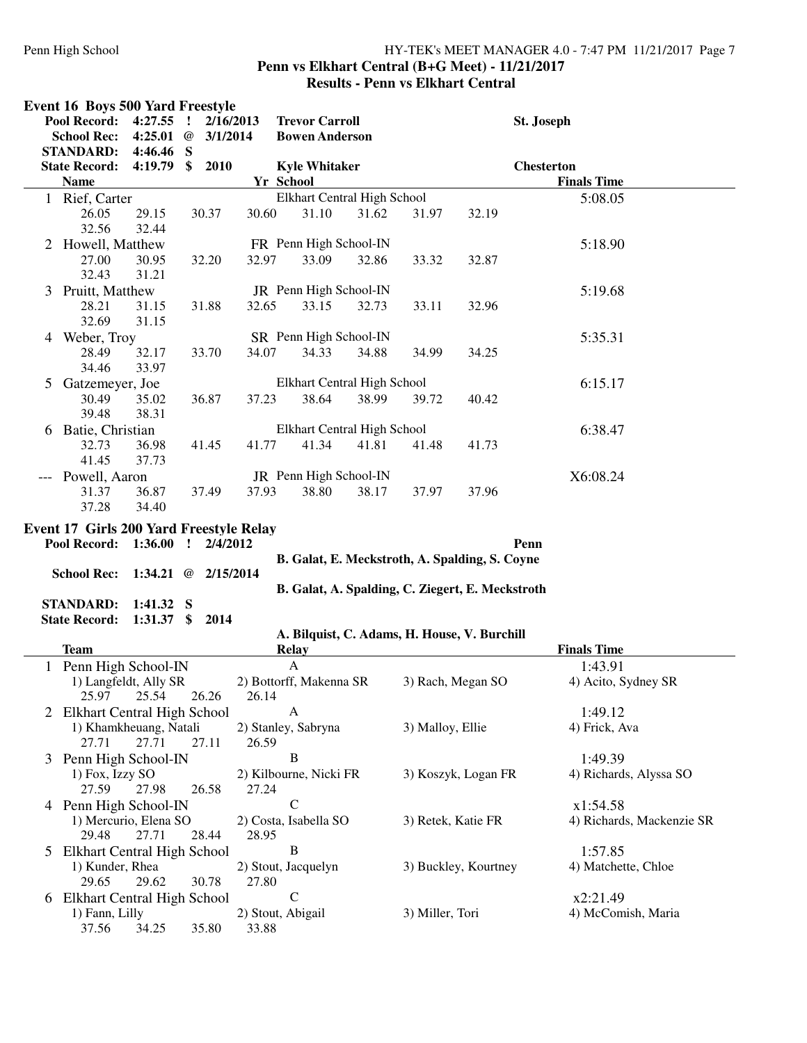**Penn vs Elkhart Central (B+G Meet) - 11/21/2017**
**Results - Penn vs Elkhart Central**

## Event 16 Boys 500 Yard Freestyle

| | | | | | |
|---|---|---|---|---|---|
| Pool Record: | 4:27.55 ! | 2/16/2013 | Trevor Carroll | | St. Joseph |
| School Rec: | 4:25.01 @ | 3/1/2014 | Bowen Anderson | | |
| STANDARD: | 4:46.46 S | | | | |
| State Record: | 4:19.79 $ | 2010 | Kyle Whitaker | | Chesterton |

| | Name | Yr | School | Finals Time |
|---|---|---|---|---|
| 1 | Rief, Carter | | Elkhart Central High School | 5:08.05 |
| | 26.05 29.15 30.37 30.60 31.10 31.62 31.97 32.19 32.56 32.44 | | | |
| 2 | Howell, Matthew | FR | Penn High School-IN | 5:18.90 |
| | 27.00 30.95 32.20 32.97 33.09 32.86 33.32 32.87 32.43 31.21 | | | |
| 3 | Pruitt, Matthew | JR | Penn High School-IN | 5:19.68 |
| | 28.21 31.15 31.88 32.65 33.15 32.73 33.11 32.96 32.69 31.15 | | | |
| 4 | Weber, Troy | SR | Penn High School-IN | 5:35.31 |
| | 28.49 32.17 33.70 34.07 34.33 34.88 34.99 34.25 34.46 33.97 | | | |
| 5 | Gatzemeyer, Joe | | Elkhart Central High School | 6:15.17 |
| | 30.49 35.02 36.87 37.23 38.64 38.99 39.72 40.42 39.48 38.31 | | | |
| 6 | Batie, Christian | | Elkhart Central High School | 6:38.47 |
| | 32.73 36.98 41.45 41.77 41.34 41.81 41.48 41.73 41.45 37.73 | | | |
| --- | Powell, Aaron | JR | Penn High School-IN | X6:08.24 |
| | 31.37 36.87 37.49 37.93 38.80 38.17 37.97 37.96 37.28 34.40 | | | |

## Event 17 Girls 200 Yard Freestyle Relay

| | | | |
|---|---|---|---|
| Pool Record: | 1:36.00 ! | 2/4/2012 | Penn |
| | | | B. Galat, E. Meckstroth, A. Spalding, S. Coyne |
| School Rec: | 1:34.21 @ | 2/15/2014 | |
| | | | B. Galat, A. Spalding, C. Ziegert, E. Meckstroth |
| STANDARD: | 1:41.32 S | | |
| State Record: | 1:31.37 $ | 2014 | |
| | | | A. Bilquist, C. Adams, H. House, V. Burchill |

| | Team | Relay | | | Finals Time |
|---|---|---|---|---|---|
| 1 | Penn High School-IN | A | | | 1:43.91 |
| | 1) Langfeldt, Ally SR | 2) Bottorff, Makenna SR | 3) Rach, Megan SO | 4) Acito, Sydney SR | |
| | 25.97 25.54 26.26 26.14 | | | | |
| 2 | Elkhart Central High School | A | | | 1:49.12 |
| | 1) Khamkheuang, Natali | 2) Stanley, Sabryna | 3) Malloy, Ellie | 4) Frick, Ava | |
| | 27.71 27.71 27.11 26.59 | | | | |
| 3 | Penn High School-IN | B | | | 1:49.39 |
| | 1) Fox, Izzy SO | 2) Kilbourne, Nicki FR | 3) Koszyk, Logan FR | 4) Richards, Alyssa SO | |
| | 27.59 27.98 26.58 27.24 | | | | |
| 4 | Penn High School-IN | C | | | x1:54.58 |
| | 1) Mercurio, Elena SO | 2) Costa, Isabella SO | 3) Retek, Katie FR | 4) Richards, Mackenzie SR | |
| | 29.48 27.71 28.44 28.95 | | | | |
| 5 | Elkhart Central High School | B | | | 1:57.85 |
| | 1) Kunder, Rhea | 2) Stout, Jacquelyn | 3) Buckley, Kourtney | 4) Matchette, Chloe | |
| | 29.65 29.62 30.78 27.80 | | | | |
| 6 | Elkhart Central High School | C | | | x2:21.49 |
| | 1) Fann, Lilly | 2) Stout, Abigail | 3) Miller, Tori | 4) McComish, Maria | |
| | 37.56 34.25 35.80 33.88 | | | | |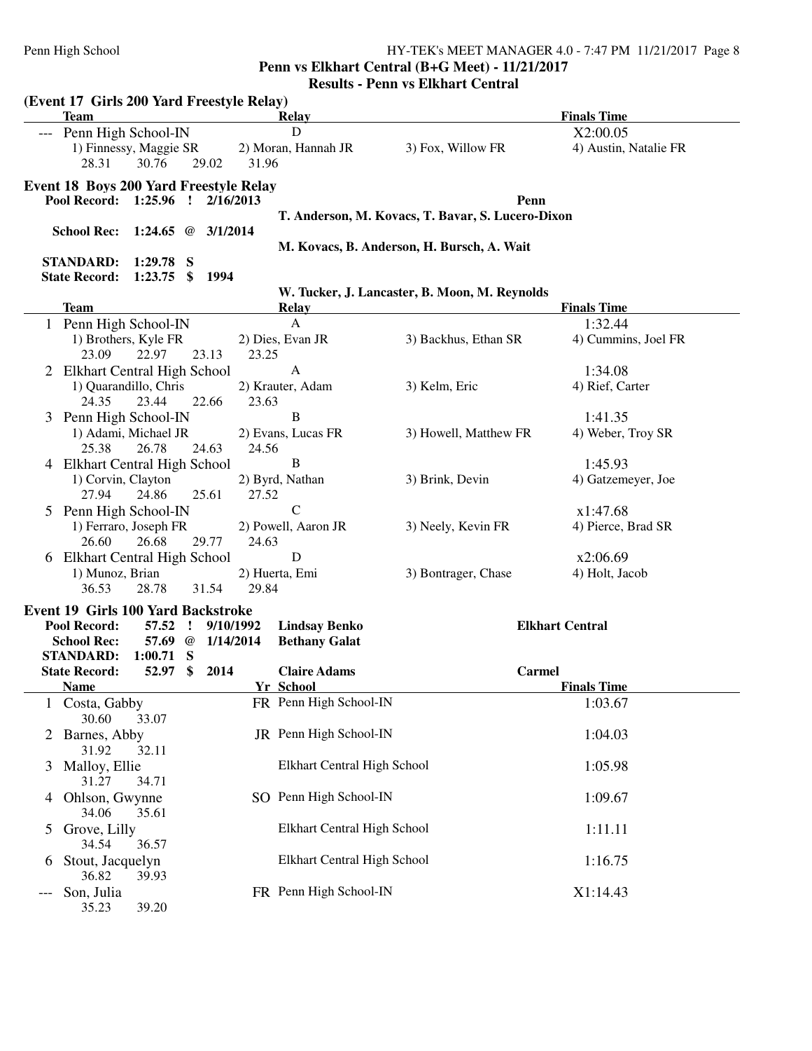**Penn vs Elkhart Central (B+G Meet) - 11/21/2017**

**Results - Penn vs Elkhart Central**

### (Event 17 Girls 200 Yard Freestyle Relay)

| | Team | Relay | | Finals Time |
|---|---|---|---|---|
| --- | Penn High School-IN | D | | X2:00.05 |
| | 1) Finnessy, Maggie SR | 2) Moran, Hannah JR | 3) Fox, Willow FR | 4) Austin, Natalie FR |
| | 28.31 30.76 29.02 31.96 | | | |

### Event 18 Boys 200 Yard Freestyle Relay

**Pool Record:** 1:25.96 ! 2/16/2013 — **Penn** — **T. Anderson, M. Kovacs, T. Bavar, S. Lucero-Dixon**

**School Rec:** 1:24.65 @ 3/1/2014 — **M. Kovacs, B. Anderson, H. Bursch, A. Wait**

**STANDARD:** 1:29.78 S

**State Record:** 1:23.75 $ 1994 — **W. Tucker, J. Lancaster, B. Moon, M. Reynolds**

| | Team | Relay | | Finals Time |
|---|---|---|---|---|
| 1 | Penn High School-IN | A | | 1:32.44 |
| | 1) Brothers, Kyle FR | 2) Dies, Evan JR | 3) Backhus, Ethan SR | 4) Cummins, Joel FR |
| | 23.09 22.97 23.13 23.25 | | | |
| 2 | Elkhart Central High School | A | | 1:34.08 |
| | 1) Quarandillo, Chris | 2) Krauter, Adam | 3) Kelm, Eric | 4) Rief, Carter |
| | 24.35 23.44 22.66 23.63 | | | |
| 3 | Penn High School-IN | B | | 1:41.35 |
| | 1) Adami, Michael JR | 2) Evans, Lucas FR | 3) Howell, Matthew FR | 4) Weber, Troy SR |
| | 25.38 26.78 24.63 24.56 | | | |
| 4 | Elkhart Central High School | B | | 1:45.93 |
| | 1) Corvin, Clayton | 2) Byrd, Nathan | 3) Brink, Devin | 4) Gatzemeyer, Joe |
| | 27.94 24.86 25.61 27.52 | | | |
| 5 | Penn High School-IN | C | | x1:47.68 |
| | 1) Ferraro, Joseph FR | 2) Powell, Aaron JR | 3) Neely, Kevin FR | 4) Pierce, Brad SR |
| | 26.60 26.68 29.77 24.63 | | | |
| 6 | Elkhart Central High School | D | | x2:06.69 |
| | 1) Munoz, Brian | 2) Huerta, Emi | 3) Bontrager, Chase | 4) Holt, Jacob |
| | 36.53 28.78 31.54 29.84 | | | |

### Event 19 Girls 100 Yard Backstroke

**Pool Record:** 57.52 ! 9/10/1992 — **Lindsay Benko** — **Elkhart Central**

**School Rec:** 57.69 @ 1/14/2014 — **Bethany Galat**

**STANDARD:** 1:00.71 S

**State Record:** 52.97 $ 2014 — **Claire Adams** — **Carmel**

| | Name | Yr | School | Finals Time |
|---|---|---|---|---|
| 1 | Costa, Gabby | FR | Penn High School-IN | 1:03.67 |
| | 30.60 33.07 | | | |
| 2 | Barnes, Abby | JR | Penn High School-IN | 1:04.03 |
| | 31.92 32.11 | | | |
| 3 | Malloy, Ellie | | Elkhart Central High School | 1:05.98 |
| | 31.27 34.71 | | | |
| 4 | Ohlson, Gwynne | SO | Penn High School-IN | 1:09.67 |
| | 34.06 35.61 | | | |
| 5 | Grove, Lilly | | Elkhart Central High School | 1:11.11 |
| | 34.54 36.57 | | | |
| 6 | Stout, Jacquelyn | | Elkhart Central High School | 1:16.75 |
| | 36.82 39.93 | | | |
| --- | Son, Julia | FR | Penn High School-IN | X1:14.43 |
| | 35.23 39.20 | | | |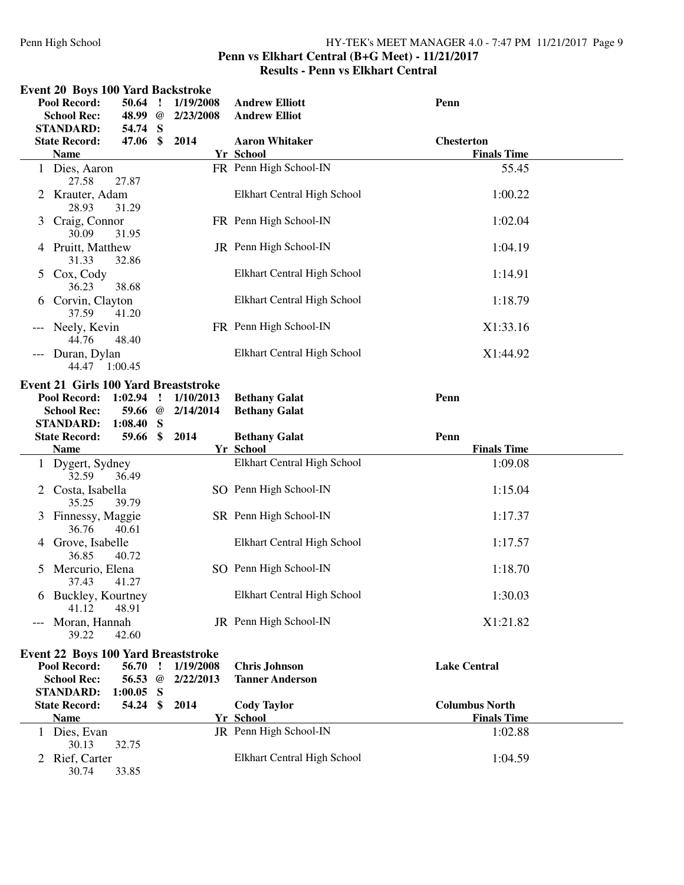**Penn vs Elkhart Central (B+G Meet) - 11/21/2017**
**Results - Penn vs Elkhart Central**

## Event 20 Boys 100 Yard Backstroke

| | | | | | |
|---|---|---|---|---|---|
| **Pool Record:** | **50.64** | **!** | **1/19/2008** | **Andrew Elliott** | **Penn** |
| **School Rec:** | **48.99** | **@** | **2/23/2008** | **Andrew Elliot** | |
| **STANDARD:** | **54.74** | **S** | | | |
| **State Record:** | **47.06** | **$** | **2014** | **Aaron Whitaker** | **Chesterton** |

| | Name | Yr | School | Finals Time |
|---|---|---|---|---|
| 1 | Dies, Aaron | FR | Penn High School-IN | 55.45 |
| | 27.58 27.87 | | | |
| 2 | Krauter, Adam | | Elkhart Central High School | 1:00.22 |
| | 28.93 31.29 | | | |
| 3 | Craig, Connor | FR | Penn High School-IN | 1:02.04 |
| | 30.09 31.95 | | | |
| 4 | Pruitt, Matthew | JR | Penn High School-IN | 1:04.19 |
| | 31.33 32.86 | | | |
| 5 | Cox, Cody | | Elkhart Central High School | 1:14.91 |
| | 36.23 38.68 | | | |
| 6 | Corvin, Clayton | | Elkhart Central High School | 1:18.79 |
| | 37.59 41.20 | | | |
| --- | Neely, Kevin | FR | Penn High School-IN | X1:33.16 |
| | 44.76 48.40 | | | |
| --- | Duran, Dylan | | Elkhart Central High School | X1:44.92 |
| | 44.47 1:00.45 | | | |

## Event 21 Girls 100 Yard Breaststroke

| | | | | | |
|---|---|---|---|---|---|
| **Pool Record:** | **1:02.94** | **!** | **1/10/2013** | **Bethany Galat** | **Penn** |
| **School Rec:** | **59.66** | **@** | **2/14/2014** | **Bethany Galat** | |
| **STANDARD:** | **1:08.40** | **S** | | | |
| **State Record:** | **59.66** | **$** | **2014** | **Bethany Galat** | **Penn** |

| | Name | Yr | School | Finals Time |
|---|---|---|---|---|
| 1 | Dygert, Sydney | | Elkhart Central High School | 1:09.08 |
| | 32.59 36.49 | | | |
| 2 | Costa, Isabella | SO | Penn High School-IN | 1:15.04 |
| | 35.25 39.79 | | | |
| 3 | Finnessy, Maggie | SR | Penn High School-IN | 1:17.37 |
| | 36.76 40.61 | | | |
| 4 | Grove, Isabelle | | Elkhart Central High School | 1:17.57 |
| | 36.85 40.72 | | | |
| 5 | Mercurio, Elena | SO | Penn High School-IN | 1:18.70 |
| | 37.43 41.27 | | | |
| 6 | Buckley, Kourtney | | Elkhart Central High School | 1:30.03 |
| | 41.12 48.91 | | | |
| --- | Moran, Hannah | JR | Penn High School-IN | X1:21.82 |
| | 39.22 42.60 | | | |

## Event 22 Boys 100 Yard Breaststroke

| | | | | | |
|---|---|---|---|---|---|
| **Pool Record:** | **56.70** | **!** | **1/19/2008** | **Chris Johnson** | **Lake Central** |
| **School Rec:** | **56.53** | **@** | **2/22/2013** | **Tanner Anderson** | |
| **STANDARD:** | **1:00.05** | **S** | | | |
| **State Record:** | **54.24** | **$** | **2014** | **Cody Taylor** | **Columbus North** |

| | Name | Yr | School | Finals Time |
|---|---|---|---|---|
| 1 | Dies, Evan | JR | Penn High School-IN | 1:02.88 |
| | 30.13 32.75 | | | |
| 2 | Rief, Carter | | Elkhart Central High School | 1:04.59 |
| | 30.74 33.85 | | | |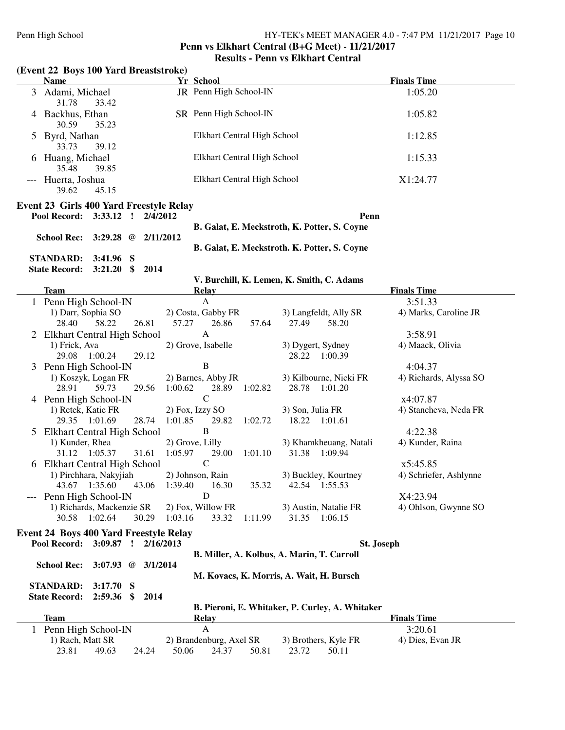**Penn vs Elkhart Central (B+G Meet) - 11/21/2017**

**Results - Penn vs Elkhart Central**

## (Event 22 Boys 100 Yard Breaststroke)

| | Name | Yr | School | Finals Time |
|---|---|---|---|---|
| 3 | Adami, Michael | JR | Penn High School-IN | 1:05.20 |
| | 31.78 33.42 | | | |
| 4 | Backhus, Ethan | SR | Penn High School-IN | 1:05.82 |
| | 30.59 35.23 | | | |
| 5 | Byrd, Nathan | | Elkhart Central High School | 1:12.85 |
| | 33.73 39.12 | | | |
| 6 | Huang, Michael | | Elkhart Central High School | 1:15.33 |
| | 35.48 39.85 | | | |
| --- | Huerta, Joshua | | Elkhart Central High School | X1:24.77 |
| | 39.62 45.15 | | | |

## Event 23 Girls 400 Yard Freestyle Relay

**Pool Record: 3:33.12 ! 2/4/2012** — **Penn**
**B. Galat, E. Meckstroth, K. Potter, S. Coyne**

**School Rec: 3:29.28 @ 2/11/2012**
**B. Galat, E. Meckstroth. K. Potter, S. Coyne**

**STANDARD: 3:41.96 S**

**State Record: 3:21.20 $ 2014**
**V. Burchill, K. Lemen, K. Smith, C. Adams**

| | Team | Relay | Finals Time |
|---|---|---|---|
| 1 | Penn High School-IN | A | 3:51.33 |
| | 1) Darr, Sophia SO; 2) Costa, Gabby FR; 3) Langfeldt, Ally SR; 4) Marks, Caroline JR | | |
| | 28.40 58.22 26.81 57.27 26.86 57.64 27.49 58.20 | | |
| 2 | Elkhart Central High School | A | 3:58.91 |
| | 1) Frick, Ava; 2) Grove, Isabelle; 3) Dygert, Sydney; 4) Maack, Olivia | | |
| | 29.08 1:00.24 29.12 28.22 1:00.39 | | |
| 3 | Penn High School-IN | B | 4:04.37 |
| | 1) Koszyk, Logan FR; 2) Barnes, Abby JR; 3) Kilbourne, Nicki FR; 4) Richards, Alyssa SO | | |
| | 28.91 59.73 29.56 1:00.62 28.89 1:02.82 28.78 1:01.20 | | |
| 4 | Penn High School-IN | C | x4:07.87 |
| | 1) Retek, Katie FR; 2) Fox, Izzy SO; 3) Son, Julia FR; 4) Stancheva, Neda FR | | |
| | 29.35 1:01.69 28.74 1:01.85 29.82 1:02.72 18.22 1:01.61 | | |
| 5 | Elkhart Central High School | B | 4:22.38 |
| | 1) Kunder, Rhea; 2) Grove, Lilly; 3) Khamkheuang, Natali; 4) Kunder, Raina | | |
| | 31.12 1:05.37 31.61 1:05.97 29.00 1:01.10 31.38 1:09.94 | | |
| 6 | Elkhart Central High School | C | x5:45.85 |
| | 1) Pirchhara, Nakyjiah; 2) Johnson, Rain; 3) Buckley, Kourtney; 4) Schriefer, Ashlynne | | |
| | 43.67 1:35.60 43.06 1:39.40 16.30 35.32 42.54 1:55.53 | | |
| --- | Penn High School-IN | D | X4:23.94 |
| | 1) Richards, Mackenzie SR; 2) Fox, Willow FR; 3) Austin, Natalie FR; 4) Ohlson, Gwynne SO | | |
| | 30.58 1:02.64 30.29 1:03.16 33.32 1:11.99 31.35 1:06.15 | | |

## Event 24 Boys 400 Yard Freestyle Relay

**Pool Record: 3:09.87 ! 2/16/2013** — **St. Joseph**
**B. Miller, A. Kolbus, A. Marin, T. Carroll**

**School Rec: 3:07.93 @ 3/1/2014**
**M. Kovacs, K. Morris, A. Wait, H. Bursch**

**STANDARD: 3:17.70 S**

**State Record: 2:59.36 $ 2014**
**B. Pieroni, E. Whitaker, P. Curley, A. Whitaker**

| | Team | Relay | Finals Time |
|---|---|---|---|
| 1 | Penn High School-IN | A | 3:20.61 |
| | 1) Rach, Matt SR; 2) Brandenburg, Axel SR; 3) Brothers, Kyle FR; 4) Dies, Evan JR | | |
| | 23.81 49.63 24.24 50.06 24.37 50.81 23.72 50.11 | | |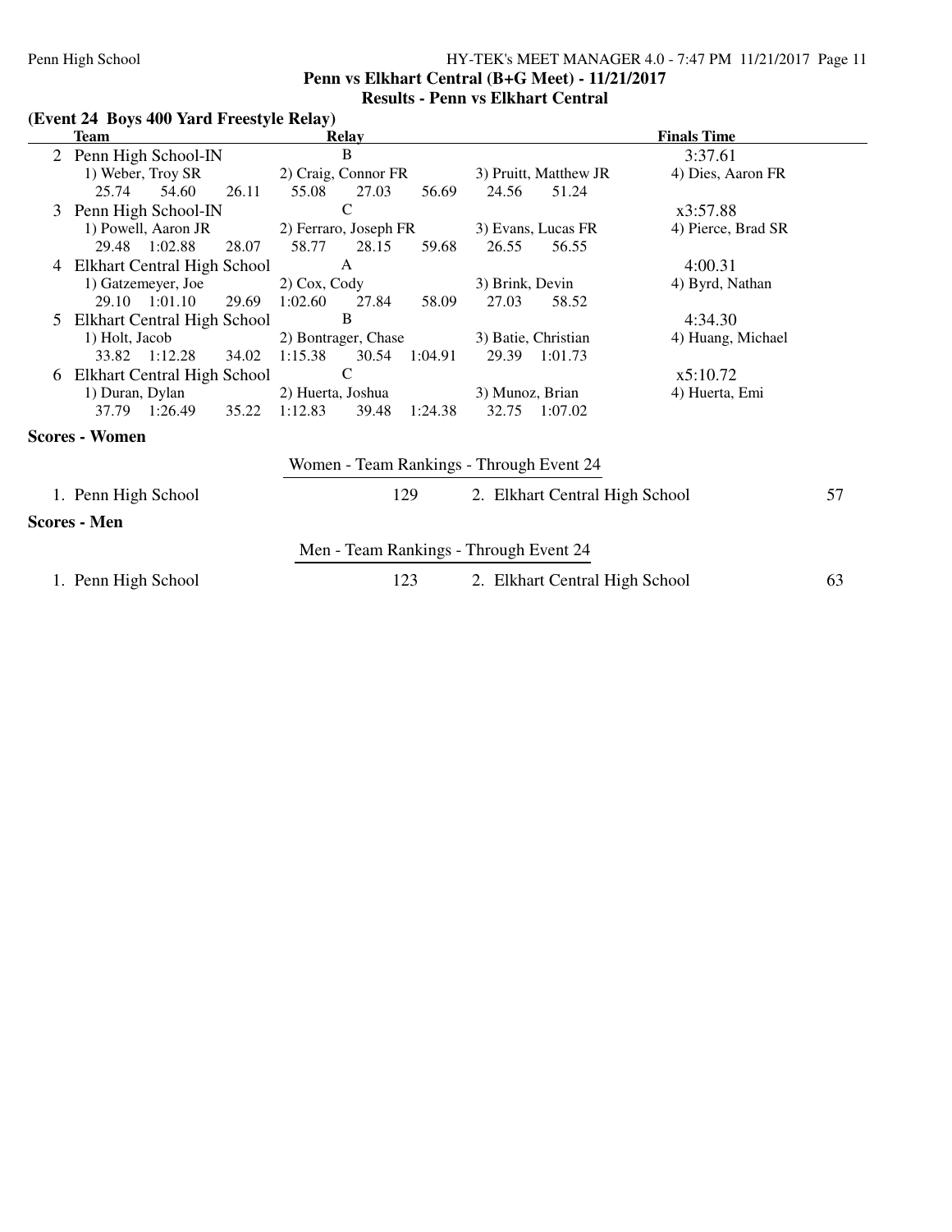**Penn vs Elkhart Central (B+G Meet) - 11/21/2017**
**Results - Penn vs Elkhart Central**

### (Event 24 Boys 400 Yard Freestyle Relay)

| Team | Relay | Finals Time |
|---|---|---|
| 2 Penn High School-IN | B | 3:37.61 |
| 1) Weber, Troy SR 2) Craig, Connor FR 3) Pruitt, Matthew JR 4) Dies, Aaron FR | | |
| 25.74 54.60 26.11 55.08 27.03 56.69 24.56 51.24 | | |
| 3 Penn High School-IN | C | x3:57.88 |
| 1) Powell, Aaron JR 2) Ferraro, Joseph FR 3) Evans, Lucas FR 4) Pierce, Brad SR | | |
| 29.48 1:02.88 28.07 58.77 28.15 59.68 26.55 56.55 | | |
| 4 Elkhart Central High School | A | 4:00.31 |
| 1) Gatzemeyer, Joe 2) Cox, Cody 3) Brink, Devin 4) Byrd, Nathan | | |
| 29.10 1:01.10 29.69 1:02.60 27.84 58.09 27.03 58.52 | | |
| 5 Elkhart Central High School | B | 4:34.30 |
| 1) Holt, Jacob 2) Bontrager, Chase 3) Batie, Christian 4) Huang, Michael | | |
| 33.82 1:12.28 34.02 1:15.38 30.54 1:04.91 29.39 1:01.73 | | |
| 6 Elkhart Central High School | C | x5:10.72 |
| 1) Duran, Dylan 2) Huerta, Joshua 3) Munoz, Brian 4) Huerta, Emi | | |
| 37.79 1:26.49 35.22 1:12.83 39.48 1:24.38 32.75 1:07.02 | | |

### Scores - Women

Women - Team Rankings - Through Event 24

1. Penn High School 129 2. Elkhart Central High School 57

### Scores - Men

Men - Team Rankings - Through Event 24

1. Penn High School 123 2. Elkhart Central High School 63